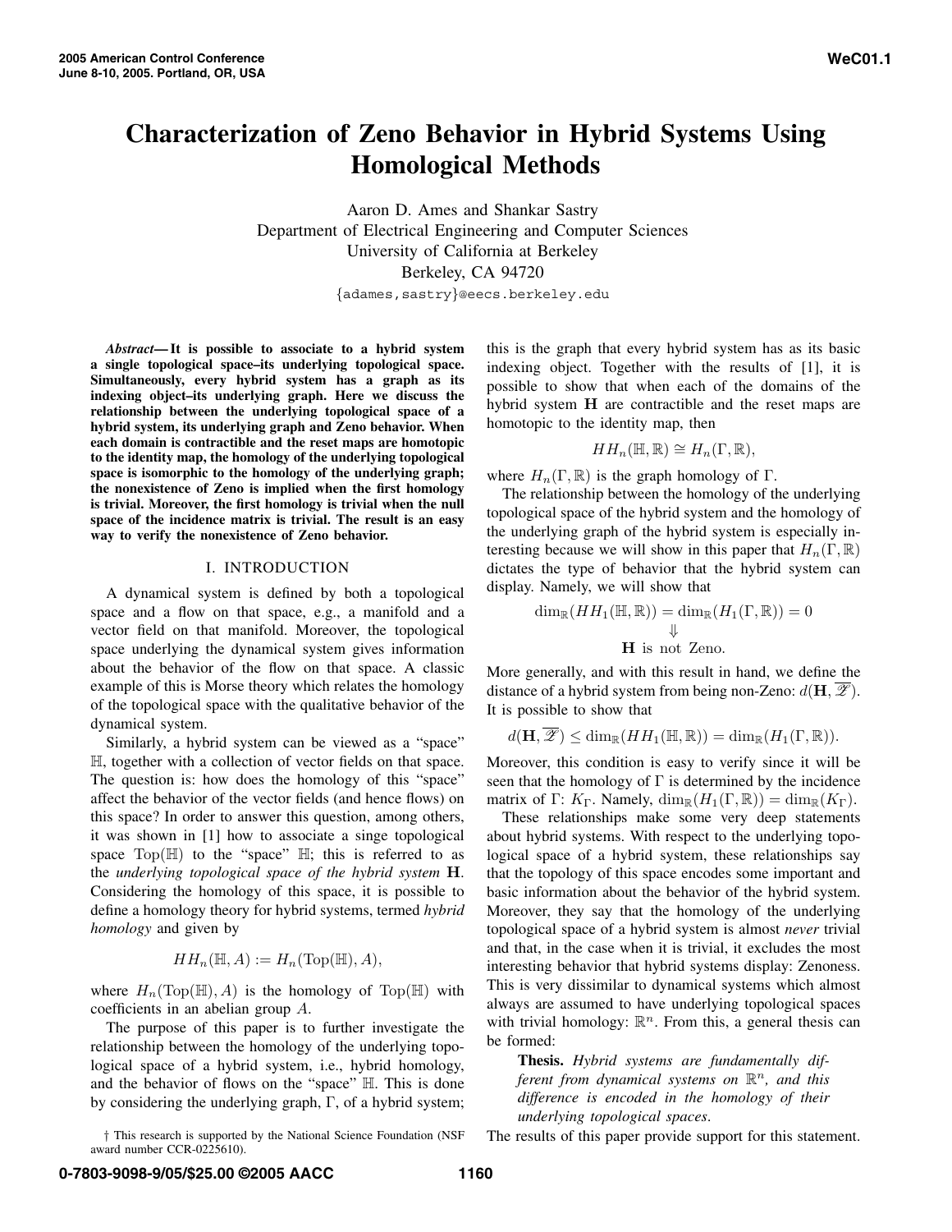# Characterization of Zeno Behavior in Hybrid Systems Using Homological Methods

Aaron D. Ames and Shankar Sastry
Department of Electrical Engineering and Computer Sciences
University of California at Berkeley
Berkeley, CA 94720
{adames,sastry}@eecs.berkeley.edu

***Abstract*— It is possible to associate to a hybrid system a single topological space–its underlying topological space. Simultaneously, every hybrid system has a graph as its indexing object–its underlying graph. Here we discuss the relationship between the underlying topological space of a hybrid system, its underlying graph and Zeno behavior. When each domain is contractible and the reset maps are homotopic to the identity map, the homology of the underlying topological space is isomorphic to the homology of the underlying graph; the nonexistence of Zeno is implied when the first homology is trivial. Moreover, the first homology is trivial when the null space of the incidence matrix is trivial. The result is an easy way to verify the nonexistence of Zeno behavior.**

## I. INTRODUCTION

A dynamical system is defined by both a topological space and a flow on that space, e.g., a manifold and a vector field on that manifold. Moreover, the topological space underlying the dynamical system gives information about the behavior of the flow on that space. A classic example of this is Morse theory which relates the homology of the topological space with the qualitative behavior of the dynamical system.

Similarly, a hybrid system can be viewed as a "space" $\mathbb{H}$, together with a collection of vector fields on that space. The question is: how does the homology of this "space" affect the behavior of the vector fields (and hence flows) on this space? In order to answer this question, among others, it was shown in [1] how to associate a singe topological space $\mathrm{Top}(\mathbb{H})$ to the "space" $\mathbb{H}$; this is referred to as the *underlying topological space of the hybrid system* $\mathbf{H}$. Considering the homology of this space, it is possible to define a homology theory for hybrid systems, termed *hybrid homology* and given by

$$HH_n(\mathbb{H}, A) := H_n(\mathrm{Top}(\mathbb{H}), A),$$

where $H_n(\mathrm{Top}(\mathbb{H}), A)$ is the homology of $\mathrm{Top}(\mathbb{H})$ with coefficients in an abelian group $A$.

The purpose of this paper is to further investigate the relationship between the homology of the underlying topological space of a hybrid system, i.e., hybrid homology, and the behavior of flows on the "space" $\mathbb{H}$. This is done by considering the underlying graph, $\Gamma$, of a hybrid system; this is the graph that every hybrid system has as its basic indexing object. Together with the results of [1], it is possible to show that when each of the domains of the hybrid system $\mathbf{H}$ are contractible and the reset maps are homotopic to the identity map, then

$$HH_n(\mathbb{H}, \mathbb{R}) \cong H_n(\Gamma, \mathbb{R}),$$

where $H_n(\Gamma, \mathbb{R})$ is the graph homology of $\Gamma$.

The relationship between the homology of the underlying topological space of the hybrid system and the homology of the underlying graph of the hybrid system is especially interesting because we will show in this paper that $H_n(\Gamma, \mathbb{R})$ dictates the type of behavior that the hybrid system can display. Namely, we will show that

$$\begin{gathered}\dim_{\mathbb{R}}(HH_1(\mathbb{H}, \mathbb{R})) = \dim_{\mathbb{R}}(H_1(\Gamma, \mathbb{R})) = 0 \\ \Downarrow \\ \mathbf{H} \text{ is not Zeno.}\end{gathered}$$

More generally, and with this result in hand, we define the distance of a hybrid system from being non-Zeno: $d(\mathbf{H}, \overline{\mathscr{Z}})$. It is possible to show that

$$d(\mathbf{H}, \overline{\mathscr{Z}}) \leq \dim_{\mathbb{R}}(HH_1(\mathbb{H}, \mathbb{R})) = \dim_{\mathbb{R}}(H_1(\Gamma, \mathbb{R})).$$

Moreover, this condition is easy to verify since it will be seen that the homology of $\Gamma$ is determined by the incidence matrix of $\Gamma$: $K_\Gamma$. Namely, $\dim_{\mathbb{R}}(H_1(\Gamma, \mathbb{R})) = \dim_{\mathbb{R}}(K_\Gamma)$.

These relationships make some very deep statements about hybrid systems. With respect to the underlying topological space of a hybrid system, these relationships say that the topology of this space encodes some important and basic information about the behavior of the hybrid system. Moreover, they say that the homology of the underlying topological space of a hybrid system is almost *never* trivial and that, in the case when it is trivial, it excludes the most interesting behavior that hybrid systems display: Zenoness. This is very dissimilar to dynamical systems which almost always are assumed to have underlying topological spaces with trivial homology: $\mathbb{R}^n$. From this, a general thesis can be formed:

> **Thesis.** *Hybrid systems are fundamentally different from dynamical systems on* $\mathbb{R}^n$*, and this difference is encoded in the homology of their underlying topological spaces.*

The results of this paper provide support for this statement.

† This research is supported by the National Science Foundation (NSF award number CCR-0225610).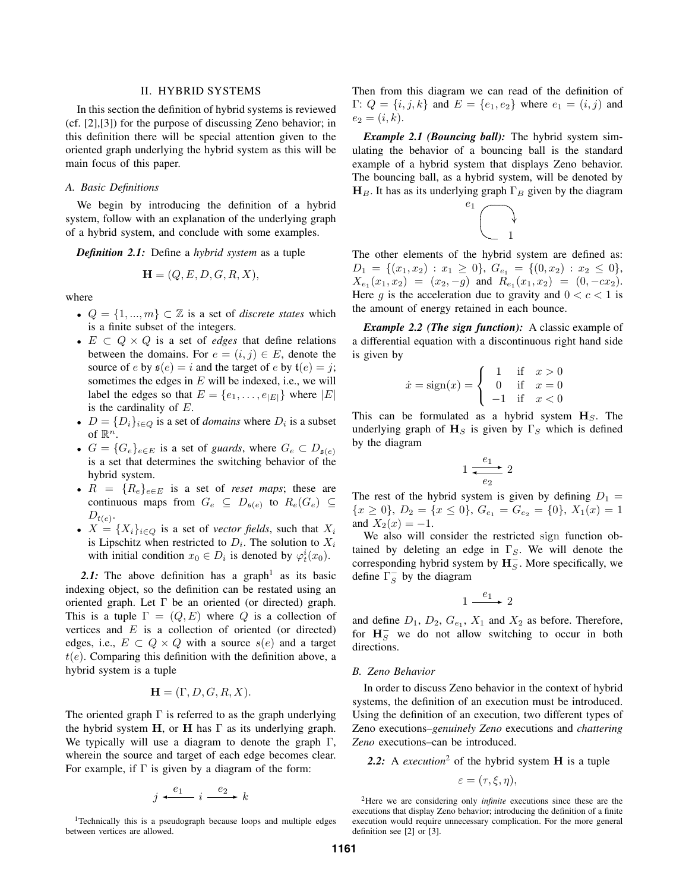## II. HYBRID SYSTEMS

In this section the definition of hybrid systems is reviewed (cf. [2],[3]) for the purpose of discussing Zeno behavior; in this definition there will be special attention given to the oriented graph underlying the hybrid system as this will be main focus of this paper.

### A. Basic Definitions

We begin by introducing the definition of a hybrid system, follow with an explanation of the underlying graph of a hybrid system, and conclude with some examples.

***Definition 2.1:*** Define a *hybrid system* as a tuple

$$\mathbf{H} = (Q, E, D, G, R, X),$$

where

- $Q = \{1, ..., m\} \subset \mathbb{Z}$ is a set of *discrete states* which is a finite subset of the integers.
- $E \subset Q \times Q$ is a set of *edges* that define relations between the domains. For $e = (i, j) \in E$, denote the source of $e$ by $\mathfrak{s}(e) = i$ and the target of $e$ by $\mathfrak{t}(e) = j$; sometimes the edges in $E$ will be indexed, i.e., we will label the edges so that $E = \{e_1, \ldots, e_{|E|}\}$ where $|E|$ is the cardinality of $E$.
- $D = \{D_i\}_{i \in Q}$ is a set of *domains* where $D_i$ is a subset of $\mathbb{R}^n$.
- $G = \{G_e\}_{e \in E}$ is a set of *guards*, where $G_e \subset D_{\mathfrak{s}(e)}$ is a set that determines the switching behavior of the hybrid system.
- $R = \{R_e\}_{e \in E}$ is a set of *reset maps*; these are continuous maps from $G_e \subseteq D_{\mathfrak{s}(e)}$ to $R_e(G_e) \subseteq D_{t(e)}$.
- $X = \{X_i\}_{i \in Q}$ is a set of *vector fields*, such that $X_i$ is Lipschitz when restricted to $D_i$. The solution to $X_i$ with initial condition $x_0 \in D_i$ is denoted by $\varphi^i_t(x_0)$.

***2.1:*** The above definition has a graph[1] as its basic indexing object, so the definition can be restated using an oriented graph. Let $\Gamma$ be an oriented (or directed) graph. This is a tuple $\Gamma = (Q, E)$ where $Q$ is a collection of vertices and $E$ is a collection of oriented (or directed) edges, i.e., $E \subset Q \times Q$ with a source $s(e)$ and a target $t(e)$. Comparing this definition with the definition above, a hybrid system is a tuple

$$\mathbf{H} = (\Gamma, D, G, R, X).$$

The oriented graph $\Gamma$ is referred to as the graph underlying the hybrid system $\mathbf{H}$, or $\mathbf{H}$ has $\Gamma$ as its underlying graph. We typically will use a diagram to denote the graph $\Gamma$, wherein the source and target of each edge becomes clear. For example, if $\Gamma$ is given by a diagram of the form:

$$j \xleftarrow{\ e_1\ } i \xrightarrow{\ e_2\ } k$$

Then from this diagram we can read of the definition of $\Gamma$: $Q = \{i, j, k\}$ and $E = \{e_1, e_2\}$ where $e_1 = (i, j)$ and $e_2 = (i, k)$.

***Example 2.1 (Bouncing ball):*** The hybrid system simulating the behavior of a bouncing ball is the standard example of a hybrid system that displays Zeno behavior. The bouncing ball, as a hybrid system, will be denoted by $\mathbf{H}_B$. It has as its underlying graph $\Gamma_B$ given by the diagram

$$1 \circlearrowleft e_1$$

The other elements of the hybrid system are defined as: $D_1 = \{(x_1, x_2) : x_1 \geq 0\}$, $G_{e_1} = \{(0, x_2) : x_2 \leq 0\}$, $X_{e_1}(x_1, x_2) = (x_2, -g)$ and $R_{e_1}(x_1, x_2) = (0, -cx_2)$. Here $g$ is the acceleration due to gravity and $0 < c < 1$ is the amount of energy retained in each bounce.

***Example 2.2 (The sign function):*** A classic example of a differential equation with a discontinuous right hand side is given by

$$\dot{x} = \mathrm{sign}(x) = \begin{cases} 1 & \text{if} \quad x > 0 \\ 0 & \text{if} \quad x = 0 \\ -1 & \text{if} \quad x < 0 \end{cases}$$

This can be formulated as a hybrid system $\mathbf{H}_S$. The underlying graph of $\mathbf{H}_S$ is given by $\Gamma_S$ which is defined by the diagram

$$1 \underset{e_2}{\overset{e_1}{\rightleftarrows}} 2$$

The rest of the hybrid system is given by defining $D_1 = \{x \geq 0\}$, $D_2 = \{x \leq 0\}$, $G_{e_1} = G_{e_2} = \{0\}$, $X_1(x) = 1$ and $X_2(x) = -1$.

We also will consider the restricted sign function obtained by deleting an edge in $\Gamma_S$. We will denote the corresponding hybrid system by $\mathbf{H}_S^-$. More specifically, we define $\Gamma_S^-$ by the diagram

$$1 \xrightarrow{\ e_1\ } 2$$

and define $D_1$, $D_2$, $G_{e_1}$, $X_1$ and $X_2$ as before. Therefore, for $\mathbf{H}_S^-$ we do not allow switching to occur in both directions.

### B. Zeno Behavior

In order to discuss Zeno behavior in the context of hybrid systems, the definition of an execution must be introduced. Using the definition of an execution, two different types of Zeno executions–*genuinely Zeno* executions and *chattering Zeno* executions–can be introduced.

***2.2:*** A *execution*[2] of the hybrid system $\mathbf{H}$ is a tuple

$$\varepsilon = (\tau, \xi, \eta),$$

[1] Technically this is a pseudograph because loops and multiple edges between vertices are allowed.

[2] Here we are considering only *infinite* executions since these are the executions that display Zeno behavior; introducing the definition of a finite execution would require unnecessary complication. For the more general definition see [2] or [3].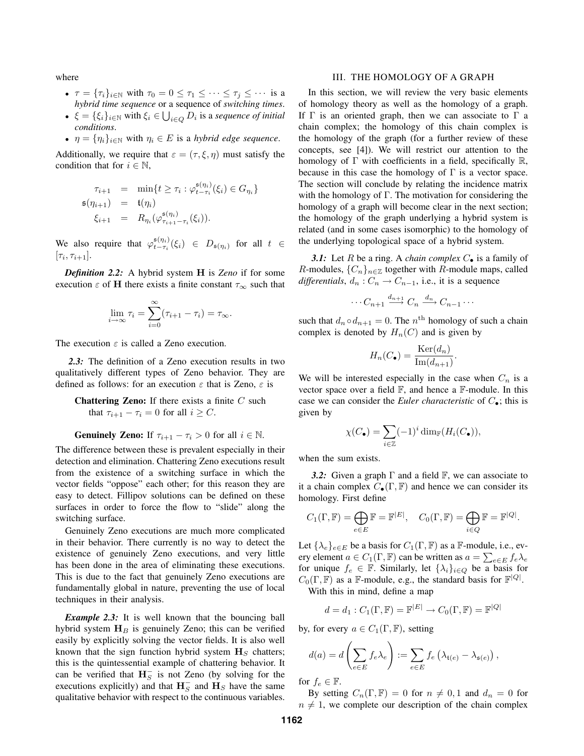where

- $\tau = \{\tau_i\}_{i\in\mathbb{N}}$ with $\tau_0 = 0 \le \tau_1 \le \cdots \le \tau_j \le \cdots$ is a *hybrid time sequence* or a sequence of *switching times*.
- $\xi = \{\xi_i\}_{i\in\mathbb{N}}$ with $\xi_i \in \bigcup_{i\in Q} D_i$ is a *sequence of initial conditions*.
- $\eta = \{\eta_i\}_{i\in\mathbb{N}}$ with $\eta_i \in E$ is a *hybrid edge sequence*.

Additionally, we require that $\varepsilon = (\tau, \xi, \eta)$ must satisfy the condition that for $i \in \mathbb{N}$,

$$
\begin{aligned}
\tau_{i+1} &= \min\{t \ge \tau_i : \varphi^{\mathfrak{s}(\eta_i)}_{t-\tau_i}(\xi_i) \in G_{\eta_i}\} \\
\mathfrak{s}(\eta_{i+1}) &= \mathfrak{t}(\eta_i) \\
\xi_{i+1} &= R_{\eta_i}(\varphi^{\mathfrak{s}(\eta_i)}_{\tau_{i+1}-\tau_i}(\xi_i)).
\end{aligned}
$$

We also require that $\varphi^{\mathfrak{s}(\eta_i)}_{t-\tau_i}(\xi_i) \in D_{\mathfrak{s}(\eta_i)}$ for all $t \in [\tau_i, \tau_{i+1}]$.

***Definition 2.2:*** A hybrid system $\mathbf{H}$ is *Zeno* if for some execution $\varepsilon$ of $\mathbf{H}$ there exists a finite constant $\tau_\infty$ such that

$$
\lim_{i\to\infty} \tau_i = \sum_{i=0}^{\infty}(\tau_{i+1} - \tau_i) = \tau_\infty.
$$

The execution $\varepsilon$ is called a Zeno execution.

***2.3:*** The definition of a Zeno execution results in two qualitatively different types of Zeno behavior. They are defined as follows: for an execution $\varepsilon$ that is Zeno, $\varepsilon$ is

**Chattering Zeno:** If there exists a finite $C$ such that $\tau_{i+1} - \tau_i = 0$ for all $i \ge C$.

**Genuinely Zeno:** If $\tau_{i+1} - \tau_i > 0$ for all $i \in \mathbb{N}$.

The difference between these is prevalent especially in their detection and elimination. Chattering Zeno executions result from the existence of a switching surface in which the vector fields "oppose" each other; for this reason they are easy to detect. Fillipov solutions can be defined on these surfaces in order to force the flow to "slide" along the switching surface.

Genuinely Zeno executions are much more complicated in their behavior. There currently is no way to detect the existence of genuinely Zeno executions, and very little has been done in the area of eliminating these executions. This is due to the fact that genuinely Zeno executions are fundamentally global in nature, preventing the use of local techniques in their analysis.

***Example 2.3:*** It is well known that the bouncing ball hybrid system $\mathbf{H}_B$ is genuinely Zeno; this can be verified easily by explicitly solving the vector fields. It is also well known that the sign function hybrid system $\mathbf{H}_S$ chatters; this is the quintessential example of chattering behavior. It can be verified that $\mathbf{H}_S^-$ is not Zeno (by solving for the executions explicitly) and that $\mathbf{H}_S^-$ and $\mathbf{H}_S$ have the same qualitative behavior with respect to the continuous variables.

## III. THE HOMOLOGY OF A GRAPH

In this section, we will review the very basic elements of homology theory as well as the homology of a graph. If $\Gamma$ is an oriented graph, then we can associate to $\Gamma$ a chain complex; the homology of this chain complex is the homology of the graph (for a further review of these concepts, see [4]). We will restrict our attention to the homology of $\Gamma$ with coefficients in a field, specifically $\mathbb{R}$, because in this case the homology of $\Gamma$ is a vector space. The section will conclude by relating the incidence matrix with the homology of $\Gamma$. The motivation for considering the homology of a graph will become clear in the next section; the homology of the graph underlying a hybrid system is related (and in some cases isomorphic) to the homology of the underlying topological space of a hybrid system.

***3.1:*** Let $R$ be a ring. A *chain complex* $C_\bullet$ is a family of $R$-modules, $\{C_n\}_{n\in\mathbb{Z}}$ together with $R$-module maps, called *differentials*, $d_n : C_n \to C_{n-1}$, i.e., it is a sequence

$$
\cdots C_{n+1} \xrightarrow{d_{n+1}} C_n \xrightarrow{d_n} C_{n-1} \cdots
$$

such that $d_n \circ d_{n+1} = 0$. The $n^{\text{th}}$ homology of such a chain complex is denoted by $H_n(C)$ and is given by

$$
H_n(C_\bullet) = \frac{\mathrm{Ker}(d_n)}{\mathrm{Im}(d_{n+1})}.
$$

We will be interested especially in the case when $C_n$ is a vector space over a field $\mathbb{F}$, and hence a $\mathbb{F}$-module. In this case we can consider the *Euler characteristic* of $C_\bullet$; this is given by

$$
\chi(C_\bullet) = \sum_{i\in\mathbb{Z}} (-1)^i \dim_{\mathbb{F}}(H_i(C_\bullet)),
$$

when the sum exists.

***3.2:*** Given a graph $\Gamma$ and a field $\mathbb{F}$, we can associate to it a chain complex $C_\bullet(\Gamma,\mathbb{F})$ and hence we can consider its homology. First define

$$
C_1(\Gamma,\mathbb{F}) = \bigoplus_{e\in E} \mathbb{F} = \mathbb{F}^{|E|}, \quad C_0(\Gamma,\mathbb{F}) = \bigoplus_{i\in Q} \mathbb{F} = \mathbb{F}^{|Q|}.
$$

Let $\{\lambda_e\}_{e\in E}$ be a basis for $C_1(\Gamma,\mathbb{F})$ as a $\mathbb{F}$-module, i.e., every element $a \in C_1(\Gamma,\mathbb{F})$ can be written as $a = \sum_{e\in E} f_e \lambda_e$ for unique $f_e \in \mathbb{F}$. Similarly, let $\{\lambda_i\}_{i\in Q}$ be a basis for $C_0(\Gamma,\mathbb{F})$ as a $\mathbb{F}$-module, e.g., the standard basis for $\mathbb{F}^{|Q|}$.

With this in mind, define a map

$$
d = d_1 : C_1(\Gamma,\mathbb{F}) = \mathbb{F}^{|E|} \to C_0(\Gamma,\mathbb{F}) = \mathbb{F}^{|Q|}
$$

by, for every $a \in C_1(\Gamma,\mathbb{F})$, setting

$$
d(a) = d\left(\sum_{e\in E} f_e \lambda_e\right) := \sum_{e\in E} f_e \left(\lambda_{\mathfrak{t}(e)} - \lambda_{\mathfrak{s}(e)}\right),
$$

for $f_e \in \mathbb{F}$.

By setting $C_n(\Gamma,\mathbb{F}) = 0$ for $n \ne 0, 1$ and $d_n = 0$ for $n \ne 1$, we complete our description of the chain complex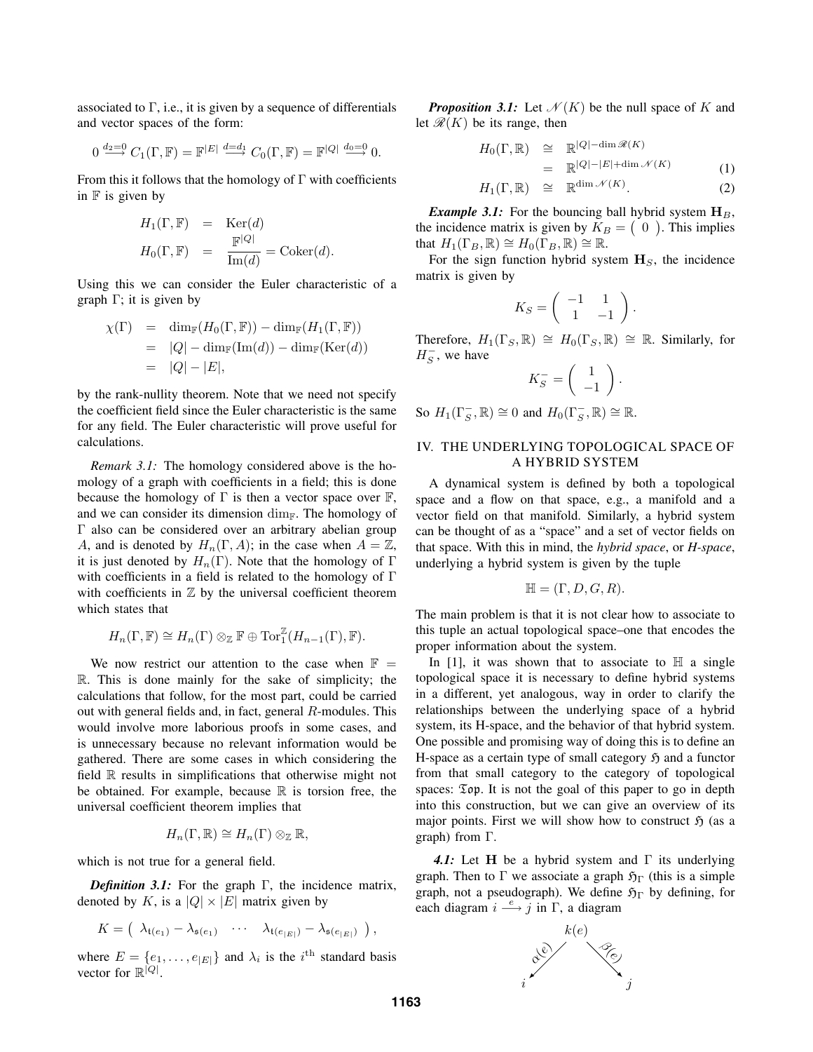associated to $\Gamma$, i.e., it is given by a sequence of differentials and vector spaces of the form:

$$0 \overset{d_2=0}{\longrightarrow} C_1(\Gamma,\mathbb{F}) = \mathbb{F}^{|E|} \overset{d=d_1}{\longrightarrow} C_0(\Gamma,\mathbb{F}) = \mathbb{F}^{|Q|} \overset{d_0=0}{\longrightarrow} 0.$$

From this it follows that the homology of $\Gamma$ with coefficients in $\mathbb{F}$ is given by

$$\begin{aligned} H_1(\Gamma,\mathbb{F}) &= \mathrm{Ker}(d) \\ H_0(\Gamma,\mathbb{F}) &= \frac{\mathbb{F}^{|Q|}}{\mathrm{Im}(d)} = \mathrm{Coker}(d). \end{aligned}$$

Using this we can consider the Euler characteristic of a graph $\Gamma$; it is given by

$$\begin{aligned} \chi(\Gamma) &= \dim_{\mathbb{F}}(H_0(\Gamma,\mathbb{F})) - \dim_{\mathbb{F}}(H_1(\Gamma,\mathbb{F})) \\ &= |Q| - \dim_{\mathbb{F}}(\mathrm{Im}(d)) - \dim_{\mathbb{F}}(\mathrm{Ker}(d)) \\ &= |Q| - |E|, \end{aligned}$$

by the rank-nullity theorem. Note that we need not specify the coefficient field since the Euler characteristic is the same for any field. The Euler characteristic will prove useful for calculations.

*Remark 3.1:* The homology considered above is the homology of a graph with coefficients in a field; this is done because the homology of $\Gamma$ is then a vector space over $\mathbb{F}$, and we can consider its dimension $\dim_{\mathbb{F}}$. The homology of $\Gamma$ also can be considered over an arbitrary abelian group $A$, and is denoted by $H_n(\Gamma, A)$; in the case when $A = \mathbb{Z}$, it is just denoted by $H_n(\Gamma)$. Note that the homology of $\Gamma$ with coefficients in a field is related to the homology of $\Gamma$ with coefficients in $\mathbb{Z}$ by the universal coefficient theorem which states that

$$H_n(\Gamma,\mathbb{F}) \cong H_n(\Gamma) \otimes_{\mathbb{Z}} \mathbb{F} \oplus \mathrm{Tor}_1^{\mathbb{Z}}(H_{n-1}(\Gamma),\mathbb{F}).$$

We now restrict our attention to the case when $\mathbb{F} = \mathbb{R}$. This is done mainly for the sake of simplicity; the calculations that follow, for the most part, could be carried out with general fields and, in fact, general $R$-modules. This would involve more laborious proofs in some cases, and is unnecessary because no relevant information would be gathered. There are some cases in which considering the field $\mathbb{R}$ results in simplifications that otherwise might not be obtained. For example, because $\mathbb{R}$ is torsion free, the universal coefficient theorem implies that

$$H_n(\Gamma,\mathbb{R}) \cong H_n(\Gamma) \otimes_{\mathbb{Z}} \mathbb{R},$$

which is not true for a general field.

***Definition 3.1:*** For the graph $\Gamma$, the incidence matrix, denoted by $K$, is a $|Q| \times |E|$ matrix given by

$$K = \left( \begin{array}{ccc} \lambda_{\mathfrak{t}(e_1)} - \lambda_{\mathfrak{s}(e_1)} & \cdots & \lambda_{\mathfrak{t}(e_{|E|})} - \lambda_{\mathfrak{s}(e_{|E|})} \end{array} \right),$$

where $E = \{e_1, \ldots, e_{|E|}\}$ and $\lambda_i$ is the $i^{\text{th}}$ standard basis vector for $\mathbb{R}^{|Q|}$.

***Proposition 3.1:*** Let $\mathscr{N}(K)$ be the null space of $K$ and let $\mathscr{R}(K)$ be its range, then

$$\begin{aligned} H_0(\Gamma,\mathbb{R}) &\cong \mathbb{R}^{|Q|-\dim \mathscr{R}(K)} \\ &= \mathbb{R}^{|Q|-|E|+\dim \mathscr{N}(K)} \qquad (1) \\ H_1(\Gamma,\mathbb{R}) &\cong \mathbb{R}^{\dim \mathscr{N}(K)}. \qquad (2) \end{aligned}$$

***Example 3.1:*** For the bouncing ball hybrid system $\mathbf{H}_B$, the incidence matrix is given by $K_B = \left( \begin{array}{c} 0 \end{array} \right)$. This implies that $H_1(\Gamma_B,\mathbb{R}) \cong H_0(\Gamma_B,\mathbb{R}) \cong \mathbb{R}$.

For the sign function hybrid system $\mathbf{H}_S$, the incidence matrix is given by

$$K_S = \left( \begin{array}{cc} -1 & 1 \\ 1 & -1 \end{array} \right).$$

Therefore, $H_1(\Gamma_S,\mathbb{R}) \cong H_0(\Gamma_S,\mathbb{R}) \cong \mathbb{R}$. Similarly, for $H_S^-$, we have

$$K_S^- = \left( \begin{array}{c} 1 \\ -1 \end{array} \right).$$

So $H_1(\Gamma_S^-,\mathbb{R}) \cong 0$ and $H_0(\Gamma_S^-,\mathbb{R}) \cong \mathbb{R}$.

## IV. THE UNDERLYING TOPOLOGICAL SPACE OF A HYBRID SYSTEM

A dynamical system is defined by both a topological space and a flow on that space, e.g., a manifold and a vector field on that manifold. Similarly, a hybrid system can be thought of as a "space" and a set of vector fields on that space. With this in mind, the *hybrid space*, or *H-space*, underlying a hybrid system is given by the tuple

$$\mathbb{H} = (\Gamma, D, G, R).$$

The main problem is that it is not clear how to associate to this tuple an actual topological space–one that encodes the proper information about the system.

In [1], it was shown that to associate to $\mathbb{H}$ a single topological space it is necessary to define hybrid systems in a different, yet analogous, way in order to clarify the relationships between the underlying space of a hybrid system, its H-space, and the behavior of that hybrid system. One possible and promising way of doing this is to define an H-space as a certain type of small category $\mathfrak{H}$ and a functor from that small category to the category of topological spaces: $\mathfrak{Top}$. It is not the goal of this paper to go in depth into this construction, but we can give an overview of its major points. First we will show how to construct $\mathfrak{H}$ (as a graph) from $\Gamma$.

***4.1:*** Let $\mathbf{H}$ be a hybrid system and $\Gamma$ its underlying graph. Then to $\Gamma$ we associate a graph $\mathfrak{H}_\Gamma$ (this is a simple graph, not a pseudograph). We define $\mathfrak{H}_\Gamma$ by defining, for each diagram $i \overset{e}{\longrightarrow} j$ in $\Gamma$, a diagram

$$i \overset{\alpha(e)}{\longleftarrow} k(e) \overset{\beta(e)}{\longrightarrow} j$$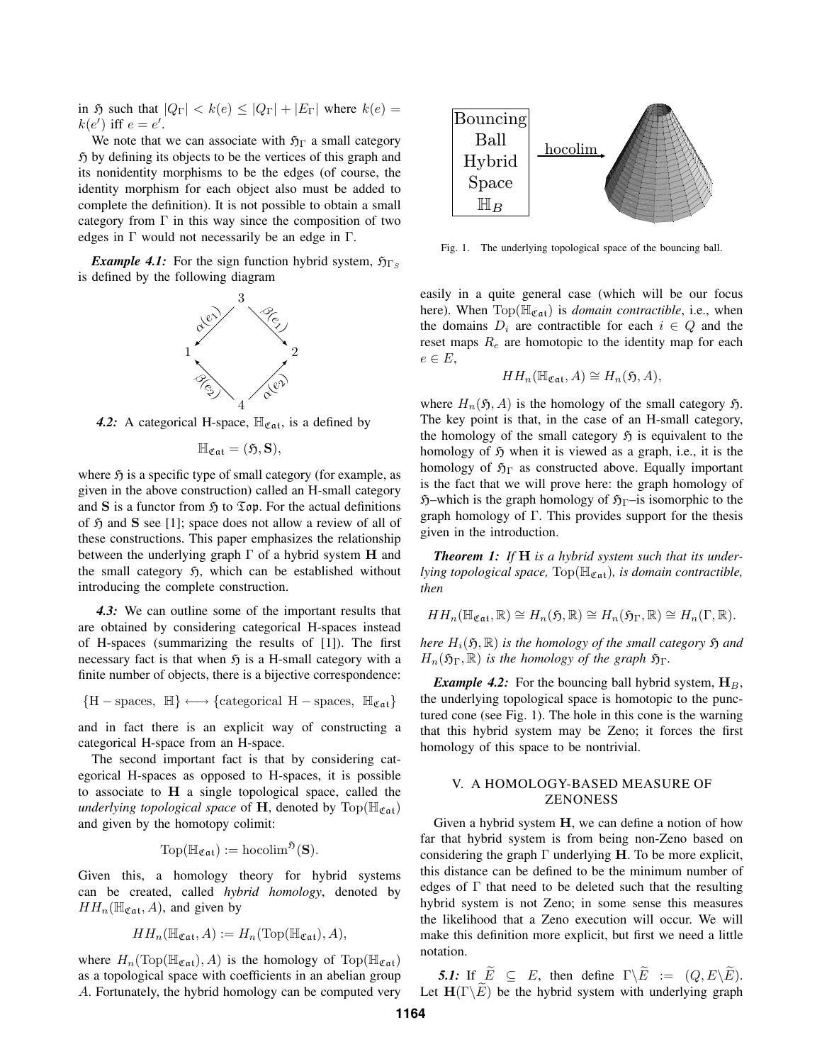in $\mathfrak{H}$ such that $|Q_\Gamma| < k(e) \leq |Q_\Gamma| + |E_\Gamma|$ where $k(e) = k(e')$ iff $e = e'$.

We note that we can associate with $\mathfrak{H}_\Gamma$ a small category $\mathfrak{H}$ by defining its objects to be the vertices of this graph and its nonidentity morphisms to be the edges (of course, the identity morphism for each object also must be added to complete the definition). It is not possible to obtain a small category from $\Gamma$ in this way since the composition of two edges in $\Gamma$ would not necessarily be an edge in $\Gamma$.

***Example 4.1:*** For the sign function hybrid system, $\mathfrak{H}_{\Gamma_S}$ is defined by the following diagram

$$
\begin{array}{ccccc}
 & & 3 & & \\
 & \swarrow^{\alpha(e_1)} & & \searrow^{\beta(e_1)} & \\
1 & & & & 2 \\
 & \nwarrow_{\beta(e_2)} & & \nearrow_{\alpha(e_2)} & \\
 & & 4 & &
\end{array}
$$

***4.2:*** A categorical H-space, $\mathbb{H}_{\mathfrak{Cat}}$, is a defined by

$$\mathbb{H}_{\mathfrak{Cat}} = (\mathfrak{H}, \mathbf{S}),$$

where $\mathfrak{H}$ is a specific type of small category (for example, as given in the above construction) called an H-small category and $\mathbf{S}$ is a functor from $\mathfrak{H}$ to $\mathfrak{Top}$. For the actual definitions of $\mathfrak{H}$ and $\mathbf{S}$ see [1]; space does not allow a review of all of these constructions. This paper emphasizes the relationship between the underlying graph $\Gamma$ of a hybrid system $\mathbf{H}$ and the small category $\mathfrak{H}$, which can be established without introducing the complete construction.

***4.3:*** We can outline some of the important results that are obtained by considering categorical H-spaces instead of H-spaces (summarizing the results of [1]). The first necessary fact is that when $\mathfrak{H}$ is a H-small category with a finite number of objects, there is a bijective correspondence:

$$\{\mathrm{H-spaces},\ \mathbb{H}\} \longleftrightarrow \{\mathrm{categorical\ H-spaces},\ \mathbb{H}_{\mathfrak{Cat}}\}$$

and in fact there is an explicit way of constructing a categorical H-space from an H-space.

The second important fact is that by considering categorical H-spaces as opposed to H-spaces, it is possible to associate to $\mathbf{H}$ a single topological space, called the *underlying topological space* of $\mathbf{H}$, denoted by $\mathrm{Top}(\mathbb{H}_{\mathfrak{Cat}})$ and given by the homotopy colimit:

$$\mathrm{Top}(\mathbb{H}_{\mathfrak{Cat}}) := \mathrm{hocolim}^{\mathfrak{H}}(\mathbf{S}).$$

Given this, a homology theory for hybrid systems can be created, called *hybrid homology*, denoted by $HH_n(\mathbb{H}_{\mathfrak{Cat}}, A)$, and given by

$$HH_n(\mathbb{H}_{\mathfrak{Cat}}, A) := H_n(\mathrm{Top}(\mathbb{H}_{\mathfrak{Cat}}), A),$$

where $H_n(\mathrm{Top}(\mathbb{H}_{\mathfrak{Cat}}), A)$ is the homology of $\mathrm{Top}(\mathbb{H}_{\mathfrak{Cat}})$ as a topological space with coefficients in an abelian group $A$. Fortunately, the hybrid homology can be computed very easily in a quite general case (which will be our focus here). When $\mathrm{Top}(\mathbb{H}_{\mathfrak{Cat}})$ is *domain contractible*, i.e., when the domains $D_i$ are contractible for each $i \in Q$ and the reset maps $R_e$ are homotopic to the identity map for each $e \in E$,

$$HH_n(\mathbb{H}_{\mathfrak{Cat}}, A) \cong H_n(\mathfrak{H}, A),$$

where $H_n(\mathfrak{H}, A)$ is the homology of the small category $\mathfrak{H}$. The key point is that, in the case of an H-small category, the homology of the small category $\mathfrak{H}$ is equivalent to the homology of $\mathfrak{H}$ when it is viewed as a graph, i.e., it is the homology of $\mathfrak{H}_\Gamma$ as constructed above. Equally important is the fact that we will prove here: the graph homology of $\mathfrak{H}$–which is the graph homology of $\mathfrak{H}_\Gamma$–is isomorphic to the graph homology of $\Gamma$. This provides support for the thesis given in the introduction.

***Theorem 1:*** *If $\mathbf{H}$ is a hybrid system such that its underlying topological space, $\mathrm{Top}(\mathbb{H}_{\mathfrak{Cat}})$, is domain contractible, then*

$$HH_n(\mathbb{H}_{\mathfrak{Cat}}, \mathbb{R}) \cong H_n(\mathfrak{H}, \mathbb{R}) \cong H_n(\mathfrak{H}_\Gamma, \mathbb{R}) \cong H_n(\Gamma, \mathbb{R}).$$

*here $H_i(\mathfrak{H}, \mathbb{R})$ is the homology of the small category $\mathfrak{H}$ and $H_n(\mathfrak{H}_\Gamma, \mathbb{R})$ is the homology of the graph $\mathfrak{H}_\Gamma$.*

***Example 4.2:*** For the bouncing ball hybrid system, $\mathbf{H}_B$, the underlying topological space is homotopic to the punctured cone (see Fig. 1). The hole in this cone is the warning that this hybrid system may be Zeno; it forces the first homology of this space to be nontrivial.

Fig. 1. The underlying topological space of the bouncing ball.

## V. A HOMOLOGY-BASED MEASURE OF ZENONESS

Given a hybrid system $\mathbf{H}$, we can define a notion of how far that hybrid system is from being non-Zeno based on considering the graph $\Gamma$ underlying $\mathbf{H}$. To be more explicit, this distance can be defined to be the minimum number of edges of $\Gamma$ that need to be deleted such that the resulting hybrid system is not Zeno; in some sense this measures the likelihood that a Zeno execution will occur. We will make this definition more explicit, but first we need a little notation.

***5.1:*** If $\widetilde{E} \subseteq E$, then define $\Gamma \backslash \widetilde{E} := (Q, E \backslash \widetilde{E})$. Let $\mathbf{H}(\Gamma \backslash \widetilde{E})$ be the hybrid system with underlying graph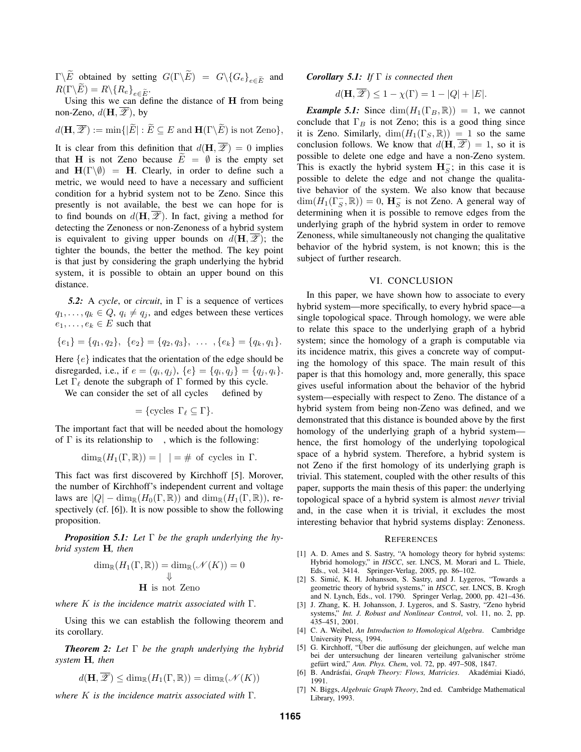$\Gamma\backslash\widetilde{E}$ obtained by setting $G(\Gamma\backslash\widetilde{E}) = G\backslash\{G_e\}_{e\in\widetilde{E}}$ and $R(\Gamma\backslash\widetilde{E}) = R\backslash\{R_e\}_{e\in\widetilde{E}}$.

Using this we can define the distance of $\mathbf{H}$ from being non-Zeno, $d(\mathbf{H},\overline{\mathscr{Z}})$, by

$$d(\mathbf{H},\overline{\mathscr{Z}}) := \min\{|\widetilde{E}| : \widetilde{E} \subseteq E \text{ and } \mathbf{H}(\Gamma\backslash\widetilde{E}) \text{ is not Zeno}\},$$

It is clear from this definition that $d(\mathbf{H},\overline{\mathscr{Z}}) = 0$ implies that $\mathbf{H}$ is not Zeno because $\widetilde{E} = \emptyset$ is the empty set and $\mathbf{H}(\Gamma\backslash\emptyset) = \mathbf{H}$. Clearly, in order to define such a metric, we would need to have a necessary and sufficient condition for a hybrid system not to be Zeno. Since this presently is not available, the best we can hope for is to find bounds on $d(\mathbf{H},\overline{\mathscr{Z}})$. In fact, giving a method for detecting the Zenoness or non-Zenoness of a hybrid system is equivalent to giving upper bounds on $d(\mathbf{H},\overline{\mathscr{Z}})$; the tighter the bounds, the better the method. The key point is that just by considering the graph underlying the hybrid system, it is possible to obtain an upper bound on this distance.

***5.2:*** A *cycle*, or *circuit*, in $\Gamma$ is a sequence of vertices $q_1,\ldots,q_k \in Q$, $q_i \neq q_j$, and edges between these vertices $e_1,\ldots,e_k \in E$ such that

$$\{e_1\} = \{q_1,q_2\},\ \{e_2\} = \{q_2,q_3\},\ \ldots\ ,\{e_k\} = \{q_k,q_1\}.$$

Here $\{e\}$ indicates that the orientation of the edge should be disregarded, i.e., if $e = (q_i,q_j)$, $\{e\} = \{q_i,q_j\} = \{q_j,q_i\}$. Let $\Gamma_\ell$ denote the subgraph of $\Gamma$ formed by this cycle.

We can consider the set of all cycles defined by

$$= \{\text{cycles } \Gamma_\ell \subseteq \Gamma\}.$$

The important fact that will be needed about the homology of $\Gamma$ is its relationship to , which is the following:

$$\dim_{\mathbb{R}}(H_1(\Gamma,\mathbb{R})) = |\ \ | = \#\ \text{of cycles in}\ \Gamma.$$

This fact was first discovered by Kirchhoff [5]. Morover, the number of Kirchhoff's independent current and voltage laws are $|Q| - \dim_{\mathbb{R}}(H_0(\Gamma,\mathbb{R}))$ and $\dim_{\mathbb{R}}(H_1(\Gamma,\mathbb{R}))$, respectively (cf. [6]). It is now possible to show the following proposition.

***Proposition 5.1:*** *Let $\Gamma$ be the graph underlying the hybrid system $\mathbf{H}$, then*

$$\begin{gathered}\dim_{\mathbb{R}}(H_1(\Gamma,\mathbb{R})) = \dim_{\mathbb{R}}(\mathscr{N}(K)) = 0\\ \Downarrow\\ \mathbf{H} \text{ is not Zeno}\end{gathered}$$

*where $K$ is the incidence matrix associated with $\Gamma$.*

Using this we can establish the following theorem and its corollary.

***Theorem 2:*** *Let $\Gamma$ be the graph underlying the hybrid system $\mathbf{H}$, then*

$$d(\mathbf{H},\overline{\mathscr{Z}}) \leq \dim_{\mathbb{R}}(H_1(\Gamma,\mathbb{R})) = \dim_{\mathbb{R}}(\mathscr{N}(K))$$

*where $K$ is the incidence matrix associated with $\Gamma$.*

***Corollary 5.1:*** *If $\Gamma$ is connected then*

$$d(\mathbf{H},\overline{\mathscr{Z}}) \leq 1 - \chi(\Gamma) = 1 - |Q| + |E|.$$

***Example 5.1:*** Since $\dim(H_1(\Gamma_B,\mathbb{R})) = 1$, we cannot conclude that $\Gamma_B$ is not Zeno; this is a good thing since it is Zeno. Similarly, $\dim(H_1(\Gamma_S,\mathbb{R})) = 1$ so the same conclusion follows. We know that $d(\mathbf{H},\overline{\mathscr{Z}}) = 1$, so it is possible to delete one edge and have a non-Zeno system. This is exactly the hybrid system $\mathbf{H}_S^-$; in this case it is possible to delete the edge and not change the qualitative behavior of the system. We also know that because $\dim(H_1(\Gamma_S^-,\mathbb{R})) = 0$, $\mathbf{H}_S^-$ is not Zeno. A general way of determining when it is possible to remove edges from the underlying graph of the hybrid system in order to remove Zenoness, while simultaneously not changing the qualitative behavior of the hybrid system, is not known; this is the subject of further research.

## VI. Conclusion

In this paper, we have shown how to associate to every hybrid system—more specifically, to every hybrid space—a single topological space. Through homology, we were able to relate this space to the underlying graph of a hybrid system; since the homology of a graph is computable via its incidence matrix, this gives a concrete way of computing the homology of this space. The main result of this paper is that this homology and, more generally, this space gives useful information about the behavior of the hybrid system—especially with respect to Zeno. The distance of a hybrid system from being non-Zeno was defined, and we demonstrated that this distance is bounded above by the first homology of the underlying graph of a hybrid system—hence, the first homology of the underlying topological space of a hybrid system. Therefore, a hybrid system is not Zeno if the first homology of its underlying graph is trivial. This statement, coupled with the other results of this paper, supports the main thesis of this paper: the underlying topological space of a hybrid system is almost *never* trivial and, in the case when it is trivial, it excludes the most interesting behavior that hybrid systems display: Zenoness.

## References

[1] A. D. Ames and S. Sastry, "A homology theory for hybrid systems: Hybrid homology," in *HSCC*, ser. LNCS, M. Morari and L. Thiele, Eds., vol. 3414. Springer-Verlag, 2005, pp. 86–102.

[2] S. Simić, K. H. Johansson, S. Sastry, and J. Lygeros, "Towards a geometric theory of hybrid systems," in *HSCC*, ser. LNCS, B. Krogh and N. Lynch, Eds., vol. 1790. Springer Verlag, 2000, pp. 421–436.

[3] J. Zhang, K. H. Johansson, J. Lygeros, and S. Sastry, "Zeno hybrid systems," *Int. J. Robust and Nonlinear Control*, vol. 11, no. 2, pp. 435–451, 2001.

[4] C. A. Weibel, *An Introduction to Homological Algebra*. Cambridge University Press, 1994.

[5] G. Kirchhoff, "Über die auflösung der gleichungen, auf welche man bei der untersuchung der linearen verteilung galvanischer ströme gefürt wird," *Ann. Phys. Chem*, vol. 72, pp. 497–508, 1847.

[6] B. Andrásfai, *Graph Theory: Flows, Matricies*. Akadémiai Kiadó, 1991.

[7] N. Biggs, *Algebraic Graph Theory*, 2nd ed. Cambridge Mathematical Library, 1993.